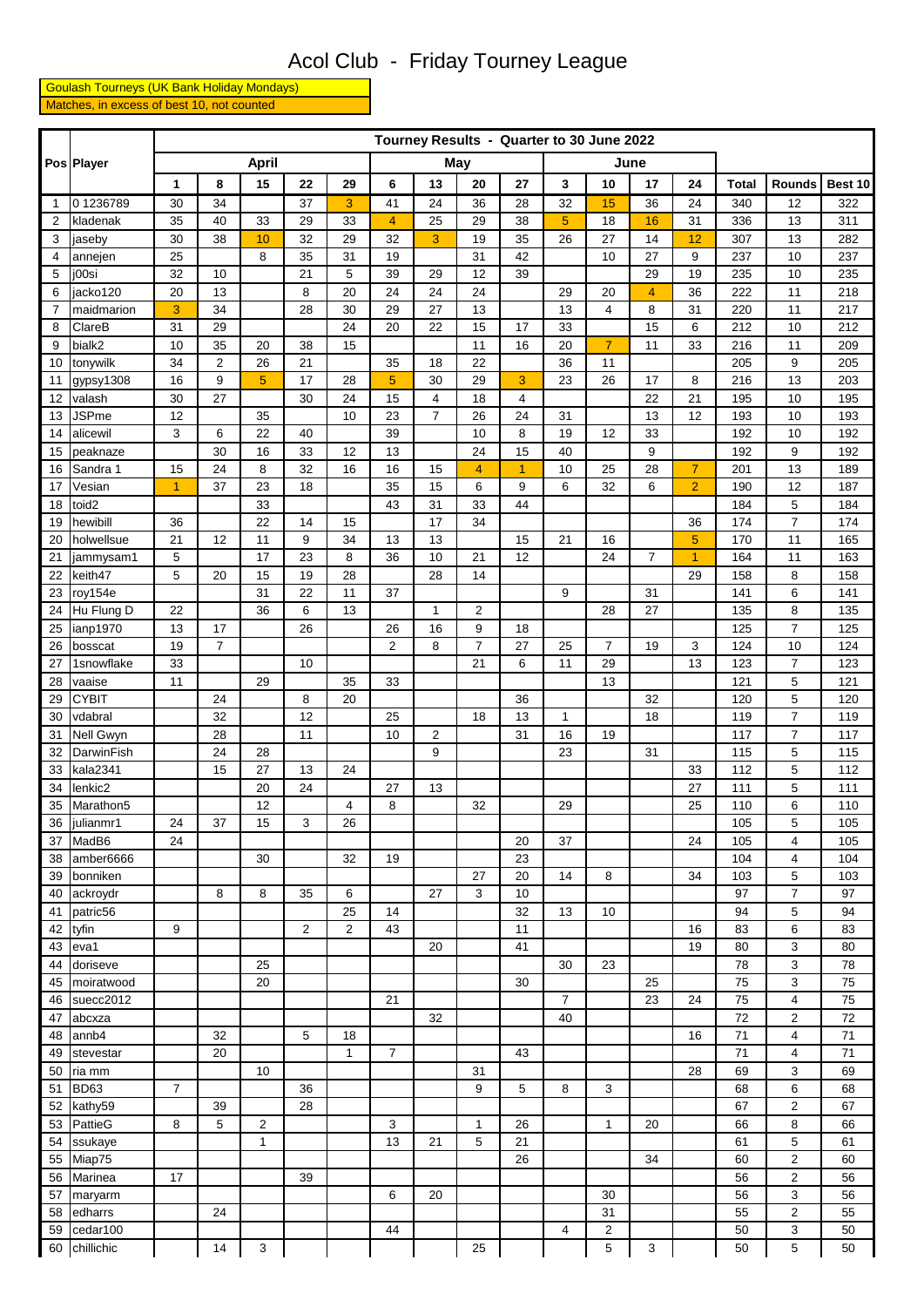# Acol Club - Friday Tourney League

Goulash Tourneys (UK Bank Holiday Mondays)

Matches, in excess of best 10, not counted

| Pos | Player | Tourney Results - Quarter to 30 June 2022 | | | | | | | | | | | | | | | |
|---|---|---|---|---|---|---|---|---|---|---|---|---|---|---|---|---|---|
| | | April | | | | | May | | | | June | | | | | | |
| | | 1 | 8 | 15 | 22 | 29 | 6 | 13 | 20 | 27 | 3 | 10 | 17 | 24 | Total | Rounds | Best 10 |
| 1 | 0 1236789 | 30 | 34 | | 37 | 3 | 41 | 24 | 36 | 28 | 32 | 15 | 36 | 24 | 340 | 12 | 322 |
| 2 | kladenak | 35 | 40 | 33 | 29 | 33 | 4 | 25 | 29 | 38 | 5 | 18 | 16 | 31 | 336 | 13 | 311 |
| 3 | jaseby | 30 | 38 | 10 | 32 | 29 | 32 | 3 | 19 | 35 | 26 | 27 | 14 | 12 | 307 | 13 | 282 |
| 4 | annejen | 25 | | 8 | 35 | 31 | 19 | | 31 | 42 | | 10 | 27 | 9 | 237 | 10 | 237 |
| 5 | j00si | 32 | 10 | | 21 | 5 | 39 | 29 | 12 | 39 | | | 29 | 19 | 235 | 10 | 235 |
| 6 | jacko120 | 20 | 13 | | 8 | 20 | 24 | 24 | 24 | | 29 | 20 | 4 | 36 | 222 | 11 | 218 |
| 7 | maidmarion | 3 | 34 | | 28 | 30 | 29 | 27 | 13 | | 13 | 4 | 8 | 31 | 220 | 11 | 217 |
| 8 | ClareB | 31 | 29 | | | 24 | 20 | 22 | 15 | 17 | 33 | | 15 | 6 | 212 | 10 | 212 |
| 9 | bialk2 | 10 | 35 | 20 | 38 | 15 | | | 11 | 16 | 20 | 7 | 11 | 33 | 216 | 11 | 209 |
| 10 | tonywilk | 34 | 2 | 26 | 21 | | 35 | 18 | 22 | | 36 | 11 | | | 205 | 9 | 205 |
| 11 | gypsy1308 | 16 | 9 | 5 | 17 | 28 | 5 | 30 | 29 | 3 | 23 | 26 | 17 | 8 | 216 | 13 | 203 |
| 12 | valash | 30 | 27 | | 30 | 24 | 15 | 4 | 18 | 4 | | | 22 | 21 | 195 | 10 | 195 |
| 13 | JSPme | 12 | | 35 | | 10 | 23 | 7 | 26 | 24 | 31 | | 13 | 12 | 193 | 10 | 193 |
| 14 | alicewil | 3 | 6 | 22 | 40 | | 39 | | 10 | 8 | 19 | 12 | 33 | | 192 | 10 | 192 |
| 15 | peaknaze | | 30 | 16 | 33 | 12 | 13 | | 24 | 15 | 40 | | 9 | | 192 | 9 | 192 |
| 16 | Sandra 1 | 15 | 24 | 8 | 32 | 16 | 16 | 15 | 4 | 1 | 10 | 25 | 28 | 7 | 201 | 13 | 189 |
| 17 | Vesian | 1 | 37 | 23 | 18 | | 35 | 15 | 6 | 9 | 6 | 32 | 6 | 2 | 190 | 12 | 187 |
| 18 | toid2 | | | 33 | | | 43 | 31 | 33 | 44 | | | | | 184 | 5 | 184 |
| 19 | hewibill | 36 | | 22 | 14 | 15 | | 17 | 34 | | | | | 36 | 174 | 7 | 174 |
| 20 | holwellsue | 21 | 12 | 11 | 9 | 34 | 13 | 13 | | 15 | 21 | 16 | | 5 | 170 | 11 | 165 |
| 21 | jammysam1 | 5 | | 17 | 23 | 8 | 36 | 10 | 21 | 12 | | 24 | 7 | 1 | 164 | 11 | 163 |
| 22 | keith47 | 5 | 20 | 15 | 19 | 28 | | 28 | 14 | | | | | 29 | 158 | 8 | 158 |
| 23 | roy154e | | | 31 | 22 | 11 | 37 | | | | 9 | | 31 | | 141 | 6 | 141 |
| 24 | Hu Flung D | 22 | | 36 | 6 | 13 | | 1 | 2 | | | 28 | 27 | | 135 | 8 | 135 |
| 25 | ianp1970 | 13 | 17 | | 26 | | 26 | 16 | 9 | 18 | | | | | 125 | 7 | 125 |
| 26 | bosscat | 19 | 7 | | | | 2 | 8 | 7 | 27 | 25 | 7 | 19 | 3 | 124 | 10 | 124 |
| 27 | 1snowflake | 33 | | | 10 | | | | 21 | 6 | 11 | 29 | | 13 | 123 | 7 | 123 |
| 28 | vaaise | 11 | | 29 | | 35 | 33 | | | | | 13 | | | 121 | 5 | 121 |
| 29 | CYBIT | | 24 | | 8 | 20 | | | | 36 | | | 32 | | 120 | 5 | 120 |
| 30 | vdabral | | 32 | | 12 | | 25 | | 18 | 13 | 1 | | 18 | | 119 | 7 | 119 |
| 31 | Nell Gwyn | | 28 | | 11 | | 10 | 2 | | 31 | 16 | 19 | | | 117 | 7 | 117 |
| 32 | DarwinFish | | 24 | 28 | | | | 9 | | | 23 | | 31 | | 115 | 5 | 115 |
| 33 | kala2341 | | 15 | 27 | 13 | 24 | | | | | | | | 33 | 112 | 5 | 112 |
| 34 | lenkic2 | | | 20 | 24 | | 27 | 13 | | | | | | 27 | 111 | 5 | 111 |
| 35 | Marathon5 | | | 12 | | 4 | 8 | | 32 | | 29 | | | 25 | 110 | 6 | 110 |
| 36 | julianmr1 | 24 | 37 | 15 | 3 | 26 | | | | | | | | | 105 | 5 | 105 |
| 37 | MadB6 | 24 | | | | | | | | 20 | 37 | | | 24 | 105 | 4 | 105 |
| 38 | amber6666 | | | 30 | | 32 | 19 | | | 23 | | | | | 104 | 4 | 104 |
| 39 | bonniken | | | | | | | | 27 | 20 | 14 | 8 | | 34 | 103 | 5 | 103 |
| 40 | ackroydr | | 8 | 8 | 35 | 6 | | 27 | 3 | 10 | | | | | 97 | 7 | 97 |
| 41 | patric56 | | | | | 25 | 14 | | | 32 | 13 | 10 | | | 94 | 5 | 94 |
| 42 | tyfin | 9 | | | 2 | 2 | 43 | | | 11 | | | | 16 | 83 | 6 | 83 |
| 43 | eva1 | | | | | | | 20 | | 41 | | | | 19 | 80 | 3 | 80 |
| 44 | doriseve | | | 25 | | | | | | | 30 | 23 | | | 78 | 3 | 78 |
| 45 | moiratwood | | | 20 | | | | | | 30 | | | 25 | | 75 | 3 | 75 |
| 46 | suecc2012 | | | | | | 21 | | | | 7 | | 23 | 24 | 75 | 4 | 75 |
| 47 | abcxza | | | | | | | 32 | | | 40 | | | | 72 | 2 | 72 |
| 48 | annb4 | | 32 | | 5 | 18 | | | | | | | | 16 | 71 | 4 | 71 |
| 49 | stevestar | | 20 | | | 1 | 7 | | | 43 | | | | | 71 | 4 | 71 |
| 50 | ria mm | | | 10 | | | | | 31 | | | | | 28 | 69 | 3 | 69 |
| 51 | BD63 | 7 | | | 36 | | | | 9 | 5 | 8 | 3 | | | 68 | 6 | 68 |
| 52 | kathy59 | | 39 | | 28 | | | | | | | | | | 67 | 2 | 67 |
| 53 | PattieG | 8 | 5 | 2 | | | 3 | | 1 | 26 | | 1 | 20 | | 66 | 8 | 66 |
| 54 | ssukaye | | | 1 | | | 13 | 21 | 5 | 21 | | | | | 61 | 5 | 61 |
| 55 | Miap75 | | | | | | | | | 26 | | | 34 | | 60 | 2 | 60 |
| 56 | Marinea | 17 | | | 39 | | | | | | | | | | 56 | 2 | 56 |
| 57 | maryarm | | | | | | 6 | 20 | | | | 30 | | | 56 | 3 | 56 |
| 58 | edharrs | | 24 | | | | | | | | | 31 | | | 55 | 2 | 55 |
| 59 | cedar100 | | | | | | 44 | | | | 4 | 2 | | | 50 | 3 | 50 |
| 60 | chillichic | | 14 | 3 | | | | | 25 | | | 5 | 3 | | 50 | 5 | 50 |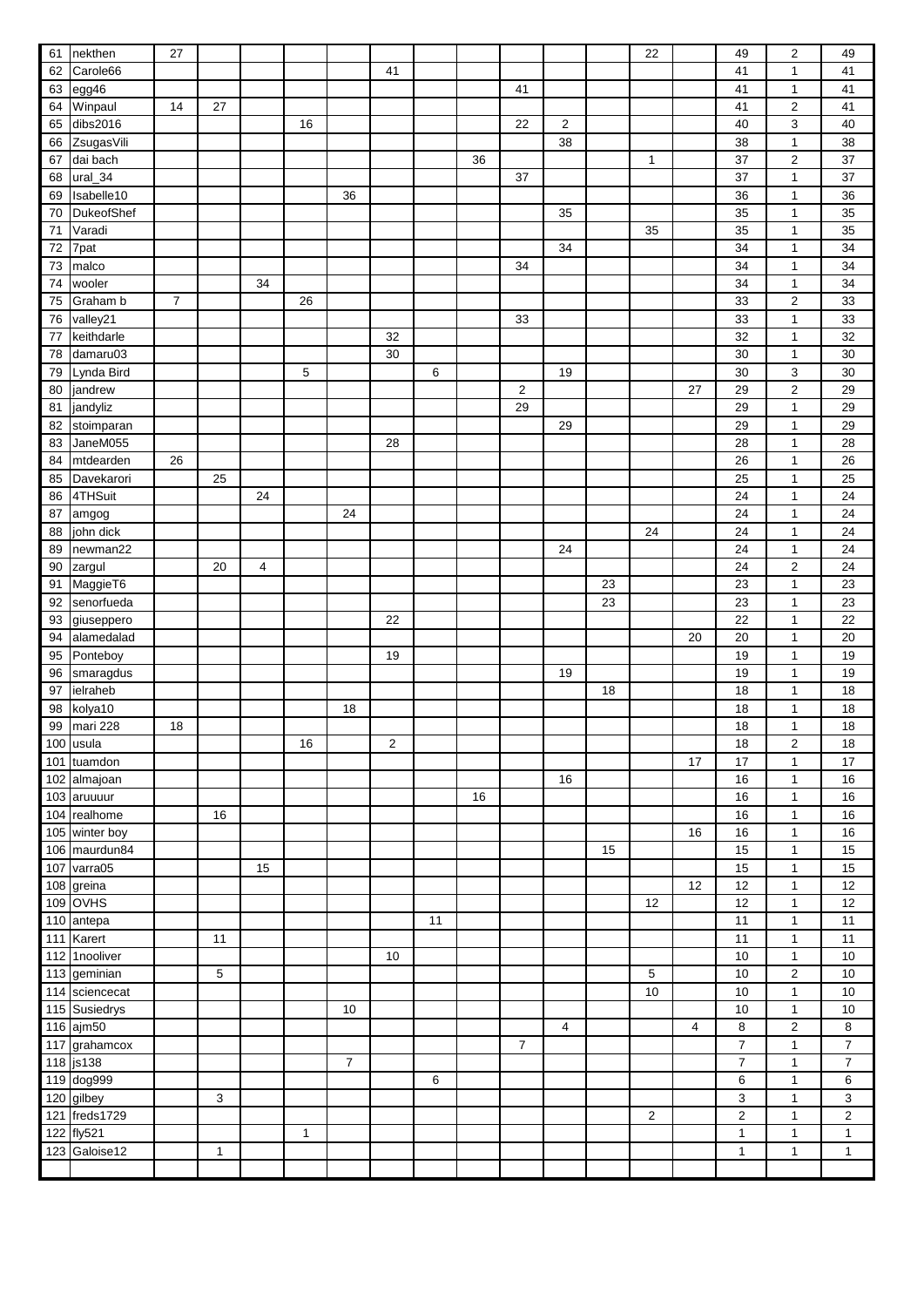| | | | | | | | | | | | | | | | | | |
|---|---|---|---|---|---|---|---|---|---|---|---|---|---|---|---|---|---|
| 61 | nekthen | 27 | | | | | | | | | | | 22 | | 49 | 2 | 49 |
| 62 | Carole66 | | | | | | 41 | | | | | | | | 41 | 1 | 41 |
| 63 | egg46 | | | | | | | | | 41 | | | | | 41 | 1 | 41 |
| 64 | Winpaul | 14 | 27 | | | | | | | | | | | | 41 | 2 | 41 |
| 65 | dibs2016 | | | | 16 | | | | | 22 | 2 | | | | 40 | 3 | 40 |
| 66 | ZsugasVili | | | | | | | | | | 38 | | | | 38 | 1 | 38 |
| 67 | dai bach | | | | | | | | 36 | | | | 1 | | 37 | 2 | 37 |
| 68 | ural_34 | | | | | | | | | 37 | | | | | 37 | 1 | 37 |
| 69 | Isabelle10 | | | | | 36 | | | | | | | | | 36 | 1 | 36 |
| 70 | DukeofShef | | | | | | | | | | 35 | | | | 35 | 1 | 35 |
| 71 | Varadi | | | | | | | | | | | | 35 | | 35 | 1 | 35 |
| 72 | 7pat | | | | | | | | | | 34 | | | | 34 | 1 | 34 |
| 73 | malco | | | | | | | | | 34 | | | | | 34 | 1 | 34 |
| 74 | wooler | | | 34 | | | | | | | | | | | 34 | 1 | 34 |
| 75 | Graham b | 7 | | | 26 | | | | | | | | | | 33 | 2 | 33 |
| 76 | valley21 | | | | | | | | | 33 | | | | | 33 | 1 | 33 |
| 77 | keithdarle | | | | | | 32 | | | | | | | | 32 | 1 | 32 |
| 78 | damaru03 | | | | | | 30 | | | | | | | | 30 | 1 | 30 |
| 79 | Lynda Bird | | | | 5 | | | 6 | | | 19 | | | | 30 | 3 | 30 |
| 80 | jandrew | | | | | | | | | 2 | | | | 27 | 29 | 2 | 29 |
| 81 | jandyliz | | | | | | | | | 29 | | | | | 29 | 1 | 29 |
| 82 | stoimparan | | | | | | | | | | 29 | | | | 29 | 1 | 29 |
| 83 | JaneM055 | | | | | | 28 | | | | | | | | 28 | 1 | 28 |
| 84 | mtdearden | 26 | | | | | | | | | | | | | 26 | 1 | 26 |
| 85 | Davekarori | | 25 | | | | | | | | | | | | 25 | 1 | 25 |
| 86 | 4THSuit | | | 24 | | | | | | | | | | | 24 | 1 | 24 |
| 87 | amgog | | | | | 24 | | | | | | | | | 24 | 1 | 24 |
| 88 | john dick | | | | | | | | | | | | 24 | | 24 | 1 | 24 |
| 89 | newman22 | | | | | | | | | | 24 | | | | 24 | 1 | 24 |
| 90 | zargul | | 20 | 4 | | | | | | | | | | | 24 | 2 | 24 |
| 91 | MaggieT6 | | | | | | | | | | | 23 | | | 23 | 1 | 23 |
| 92 | senorfueda | | | | | | | | | | | 23 | | | 23 | 1 | 23 |
| 93 | giuseppero | | | | | | 22 | | | | | | | | 22 | 1 | 22 |
| 94 | alamedalad | | | | | | | | | | | | | 20 | 20 | 1 | 20 |
| 95 | Ponteboy | | | | | | 19 | | | | | | | | 19 | 1 | 19 |
| 96 | smaragdus | | | | | | | | | | 19 | | | | 19 | 1 | 19 |
| 97 | ielraheb | | | | | | | | | | | 18 | | | 18 | 1 | 18 |
| 98 | kolya10 | | | | | 18 | | | | | | | | | 18 | 1 | 18 |
| 99 | mari 228 | 18 | | | | | | | | | | | | | 18 | 1 | 18 |
| 100 | usula | | | | 16 | | 2 | | | | | | | | 18 | 2 | 18 |
| 101 | tuamdon | | | | | | | | | | | | | 17 | 17 | 1 | 17 |
| 102 | almajoan | | | | | | | | | | 16 | | | | 16 | 1 | 16 |
| 103 | aruuuur | | | | | | | | 16 | | | | | | 16 | 1 | 16 |
| 104 | realhome | | 16 | | | | | | | | | | | | 16 | 1 | 16 |
| 105 | winter boy | | | | | | | | | | | | | 16 | 16 | 1 | 16 |
| 106 | maurdun84 | | | | | | | | | | | 15 | | | 15 | 1 | 15 |
| 107 | varra05 | | | 15 | | | | | | | | | | | 15 | 1 | 15 |
| 108 | greina | | | | | | | | | | | | | 12 | 12 | 1 | 12 |
| 109 | OVHS | | | | | | | | | | | | 12 | | 12 | 1 | 12 |
| 110 | antepa | | | | | | | 11 | | | | | | | 11 | 1 | 11 |
| 111 | Karert | | 11 | | | | | | | | | | | | 11 | 1 | 11 |
| 112 | 1nooliver | | | | | | 10 | | | | | | | | 10 | 1 | 10 |
| 113 | geminian | | 5 | | | | | | | | | | 5 | | 10 | 2 | 10 |
| 114 | sciencecat | | | | | | | | | | | | 10 | | 10 | 1 | 10 |
| 115 | Susiedrys | | | | | 10 | | | | | | | | | 10 | 1 | 10 |
| 116 | ajm50 | | | | | | | | | | 4 | | | 4 | 8 | 2 | 8 |
| 117 | grahamcox | | | | | | | | | 7 | | | | | 7 | 1 | 7 |
| 118 | js138 | | | | | 7 | | | | | | | | | 7 | 1 | 7 |
| 119 | dog999 | | | | | | | 6 | | | | | | | 6 | 1 | 6 |
| 120 | gilbey | | 3 | | | | | | | | | | | | 3 | 1 | 3 |
| 121 | freds1729 | | | | | | | | | | | | 2 | | 2 | 1 | 2 |
| 122 | fly521 | | | | 1 | | | | | | | | | | 1 | 1 | 1 |
| 123 | Galoise12 | | 1 | | | | | | | | | | | | 1 | 1 | 1 |